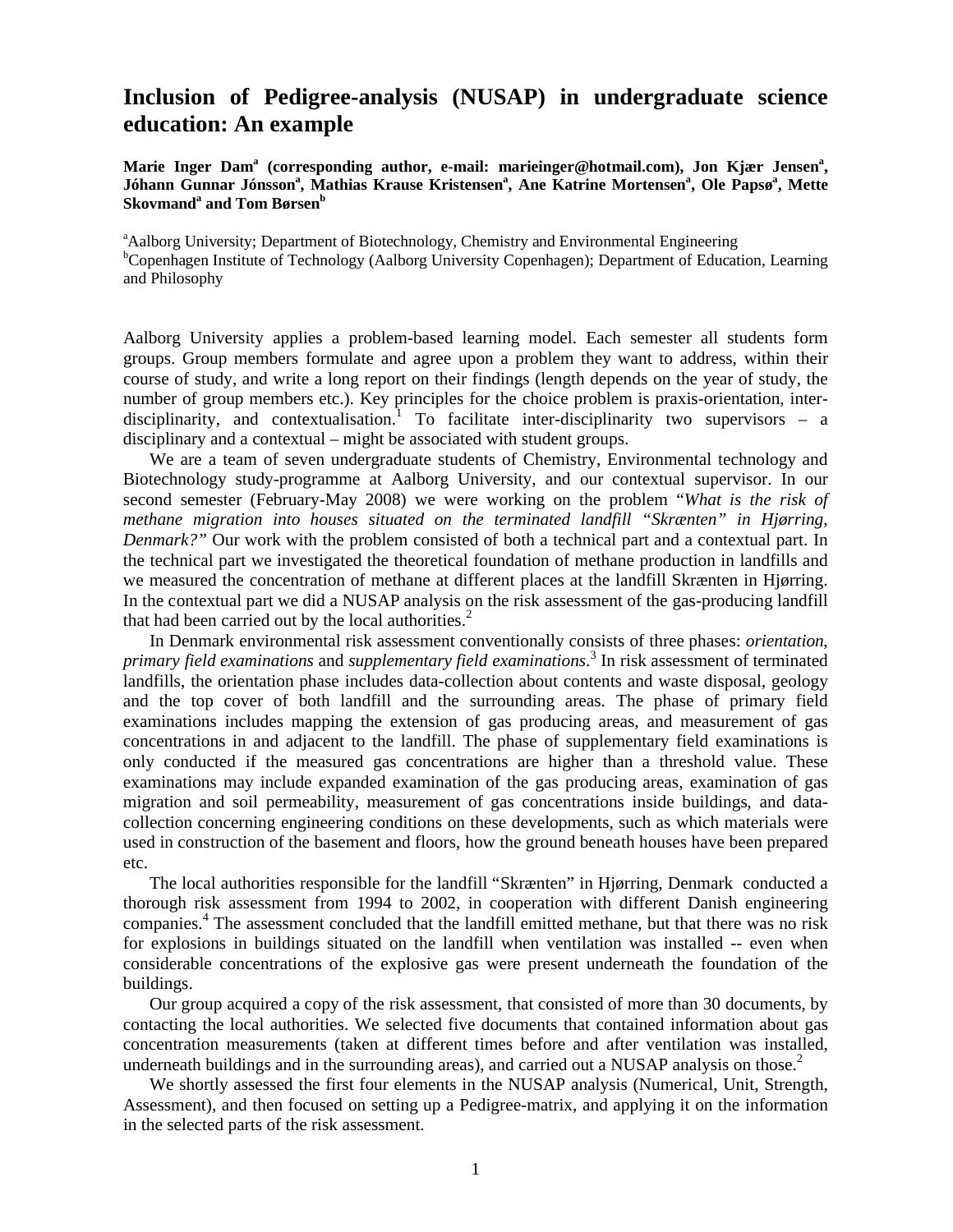# Inclusion of Pedigree-analysis (NUSAP) in undergraduate science education: An example

**Marie Inger Dam[a] (corresponding author, e-mail: marieinger@hotmail.com), Jon Kjær Jensen[a], Jóhann Gunnar Jónsson[a], Mathias Krause Kristensen[a], Ane Katrine Mortensen[a], Ole Papsø[a], Mette Skovmand[a] and Tom Børsen[b]**

[a]Aalborg University; Department of Biotechnology, Chemistry and Environmental Engineering
[b]Copenhagen Institute of Technology (Aalborg University Copenhagen); Department of Education, Learning and Philosophy

Aalborg University applies a problem-based learning model. Each semester all students form groups. Group members formulate and agree upon a problem they want to address, within their course of study, and write a long report on their findings (length depends on the year of study, the number of group members etc.). Key principles for the choice problem is praxis-orientation, inter-disciplinarity, and contextualisation.[1] To facilitate inter-disciplinarity two supervisors – a disciplinary and a contextual – might be associated with student groups.

We are a team of seven undergraduate students of Chemistry, Environmental technology and Biotechnology study-programme at Aalborg University, and our contextual supervisor. In our second semester (February-May 2008) we were working on the problem "*What is the risk of methane migration into houses situated on the terminated landfill "Skrænten" in Hjørring, Denmark?"* Our work with the problem consisted of both a technical part and a contextual part. In the technical part we investigated the theoretical foundation of methane production in landfills and we measured the concentration of methane at different places at the landfill Skrænten in Hjørring. In the contextual part we did a NUSAP analysis on the risk assessment of the gas-producing landfill that had been carried out by the local authorities.[2]

In Denmark environmental risk assessment conventionally consists of three phases: *orientation*, *primary field examinations* and *supplementary field examinations*.[3] In risk assessment of terminated landfills, the orientation phase includes data-collection about contents and waste disposal, geology and the top cover of both landfill and the surrounding areas. The phase of primary field examinations includes mapping the extension of gas producing areas, and measurement of gas concentrations in and adjacent to the landfill. The phase of supplementary field examinations is only conducted if the measured gas concentrations are higher than a threshold value. These examinations may include expanded examination of the gas producing areas, examination of gas migration and soil permeability, measurement of gas concentrations inside buildings, and data-collection concerning engineering conditions on these developments, such as which materials were used in construction of the basement and floors, how the ground beneath houses have been prepared etc.

The local authorities responsible for the landfill "Skrænten" in Hjørring, Denmark conducted a thorough risk assessment from 1994 to 2002, in cooperation with different Danish engineering companies.[4] The assessment concluded that the landfill emitted methane, but that there was no risk for explosions in buildings situated on the landfill when ventilation was installed -- even when considerable concentrations of the explosive gas were present underneath the foundation of the buildings.

Our group acquired a copy of the risk assessment, that consisted of more than 30 documents, by contacting the local authorities. We selected five documents that contained information about gas concentration measurements (taken at different times before and after ventilation was installed, underneath buildings and in the surrounding areas), and carried out a NUSAP analysis on those.[2]

We shortly assessed the first four elements in the NUSAP analysis (Numerical, Unit, Strength, Assessment), and then focused on setting up a Pedigree-matrix, and applying it on the information in the selected parts of the risk assessment.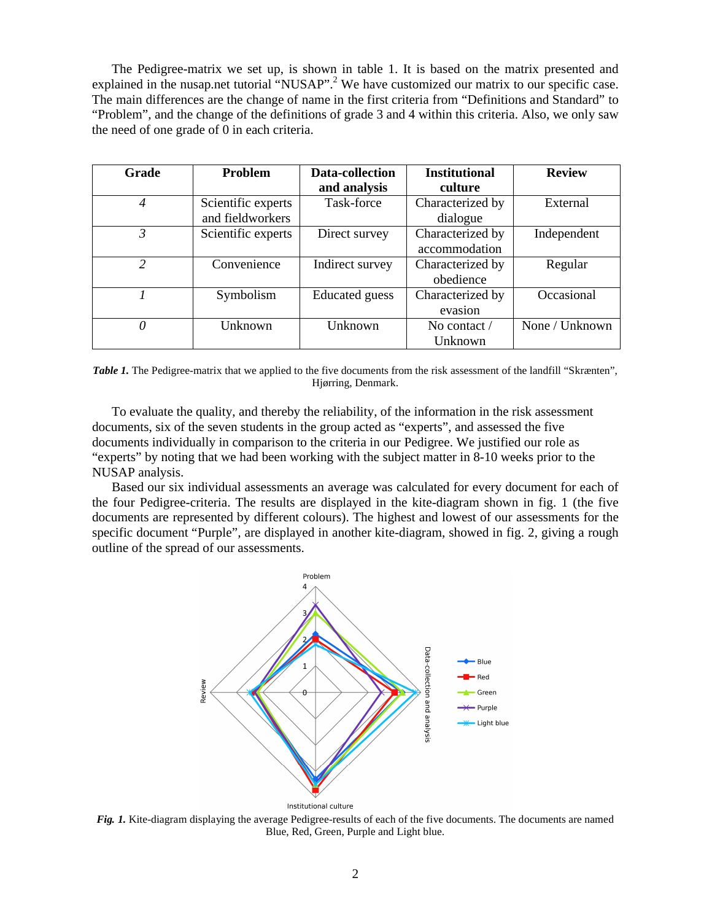The Pedigree-matrix we set up, is shown in table 1. It is based on the matrix presented and explained in the nusap.net tutorial "NUSAP".[2] We have customized our matrix to our specific case. The main differences are the change of name in the first criteria from "Definitions and Standard" to "Problem", and the change of the definitions of grade 3 and 4 within this criteria. Also, we only saw the need of one grade of 0 in each criteria.

| Grade | Problem | Data-collection and analysis | Institutional culture | Review |
|---|---|---|---|---|
| *4* | Scientific experts and fieldworkers | Task-force | Characterized by dialogue | External |
| *3* | Scientific experts | Direct survey | Characterized by accommodation | Independent |
| *2* | Convenience | Indirect survey | Characterized by obedience | Regular |
| *1* | Symbolism | Educated guess | Characterized by evasion | Occasional |
| *0* | Unknown | Unknown | No contact / Unknown | None / Unknown |

***Table 1.*** The Pedigree-matrix that we applied to the five documents from the risk assessment of the landfill "Skrænten", Hjørring, Denmark.

To evaluate the quality, and thereby the reliability, of the information in the risk assessment documents, six of the seven students in the group acted as "experts", and assessed the five documents individually in comparison to the criteria in our Pedigree. We justified our role as "experts" by noting that we had been working with the subject matter in 8-10 weeks prior to the NUSAP analysis.

Based our six individual assessments an average was calculated for every document for each of the four Pedigree-criteria. The results are displayed in the kite-diagram shown in fig. 1 (the five documents are represented by different colours). The highest and lowest of our assessments for the specific document "Purple", are displayed in another kite-diagram, showed in fig. 2, giving a rough outline of the spread of our assessments.

***Fig. 1.*** Kite-diagram displaying the average Pedigree-results of each of the five documents. The documents are named Blue, Red, Green, Purple and Light blue.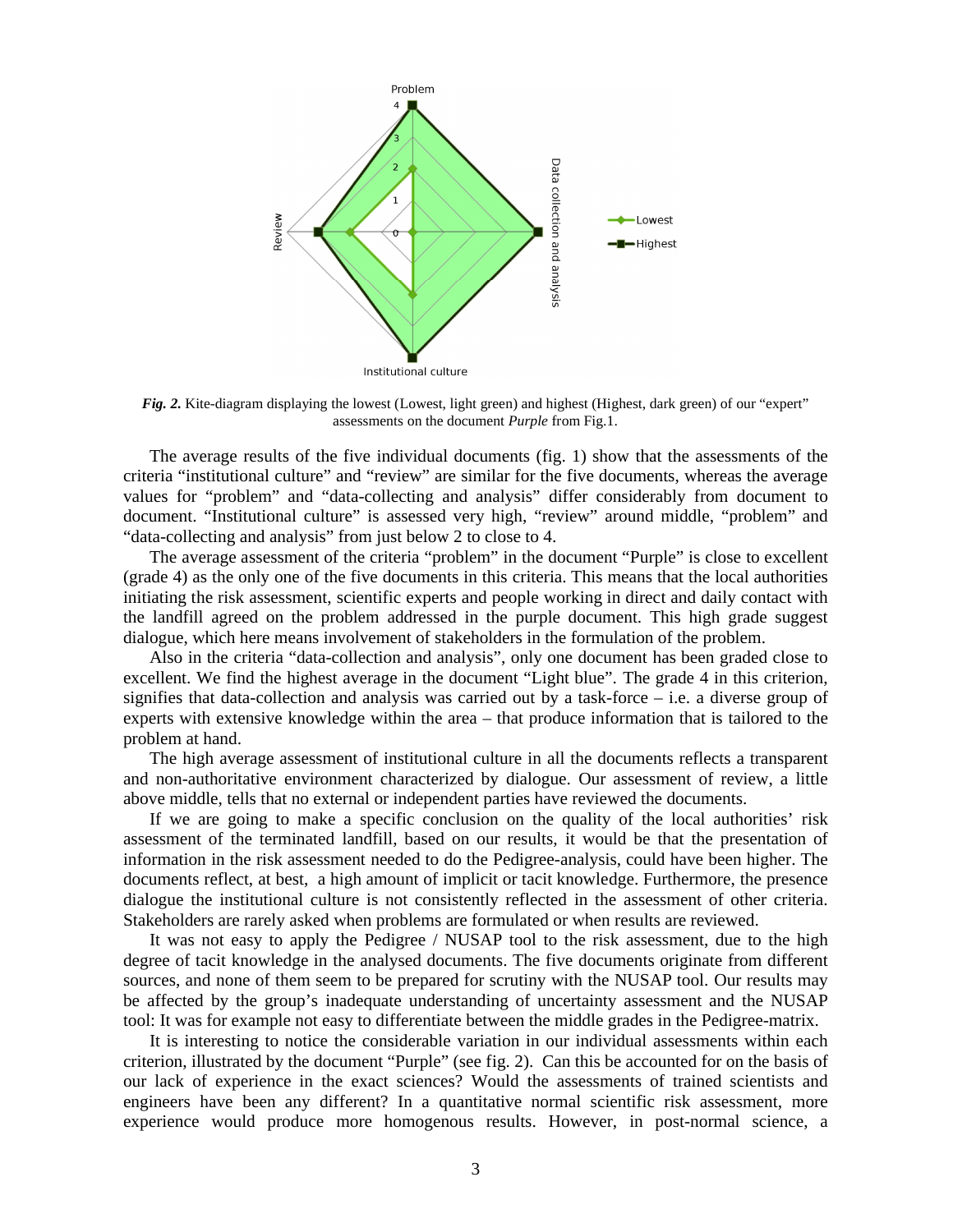***Fig. 2.*** Kite-diagram displaying the lowest (Lowest, light green) and highest (Highest, dark green) of our "expert" assessments on the document *Purple* from Fig.1.

The average results of the five individual documents (fig. 1) show that the assessments of the criteria "institutional culture" and "review" are similar for the five documents, whereas the average values for "problem" and "data-collecting and analysis" differ considerably from document to document. "Institutional culture" is assessed very high, "review" around middle, "problem" and "data-collecting and analysis" from just below 2 to close to 4.

The average assessment of the criteria "problem" in the document "Purple" is close to excellent (grade 4) as the only one of the five documents in this criteria. This means that the local authorities initiating the risk assessment, scientific experts and people working in direct and daily contact with the landfill agreed on the problem addressed in the purple document. This high grade suggest dialogue, which here means involvement of stakeholders in the formulation of the problem.

Also in the criteria "data-collection and analysis", only one document has been graded close to excellent. We find the highest average in the document "Light blue". The grade 4 in this criterion, signifies that data-collection and analysis was carried out by a task-force – i.e. a diverse group of experts with extensive knowledge within the area – that produce information that is tailored to the problem at hand.

The high average assessment of institutional culture in all the documents reflects a transparent and non-authoritative environment characterized by dialogue. Our assessment of review, a little above middle, tells that no external or independent parties have reviewed the documents.

If we are going to make a specific conclusion on the quality of the local authorities' risk assessment of the terminated landfill, based on our results, it would be that the presentation of information in the risk assessment needed to do the Pedigree-analysis, could have been higher. The documents reflect, at best, a high amount of implicit or tacit knowledge. Furthermore, the presence dialogue the institutional culture is not consistently reflected in the assessment of other criteria. Stakeholders are rarely asked when problems are formulated or when results are reviewed.

It was not easy to apply the Pedigree / NUSAP tool to the risk assessment, due to the high degree of tacit knowledge in the analysed documents. The five documents originate from different sources, and none of them seem to be prepared for scrutiny with the NUSAP tool. Our results may be affected by the group's inadequate understanding of uncertainty assessment and the NUSAP tool: It was for example not easy to differentiate between the middle grades in the Pedigree-matrix.

It is interesting to notice the considerable variation in our individual assessments within each criterion, illustrated by the document "Purple" (see fig. 2). Can this be accounted for on the basis of our lack of experience in the exact sciences? Would the assessments of trained scientists and engineers have been any different? In a quantitative normal scientific risk assessment, more experience would produce more homogenous results. However, in post-normal science, a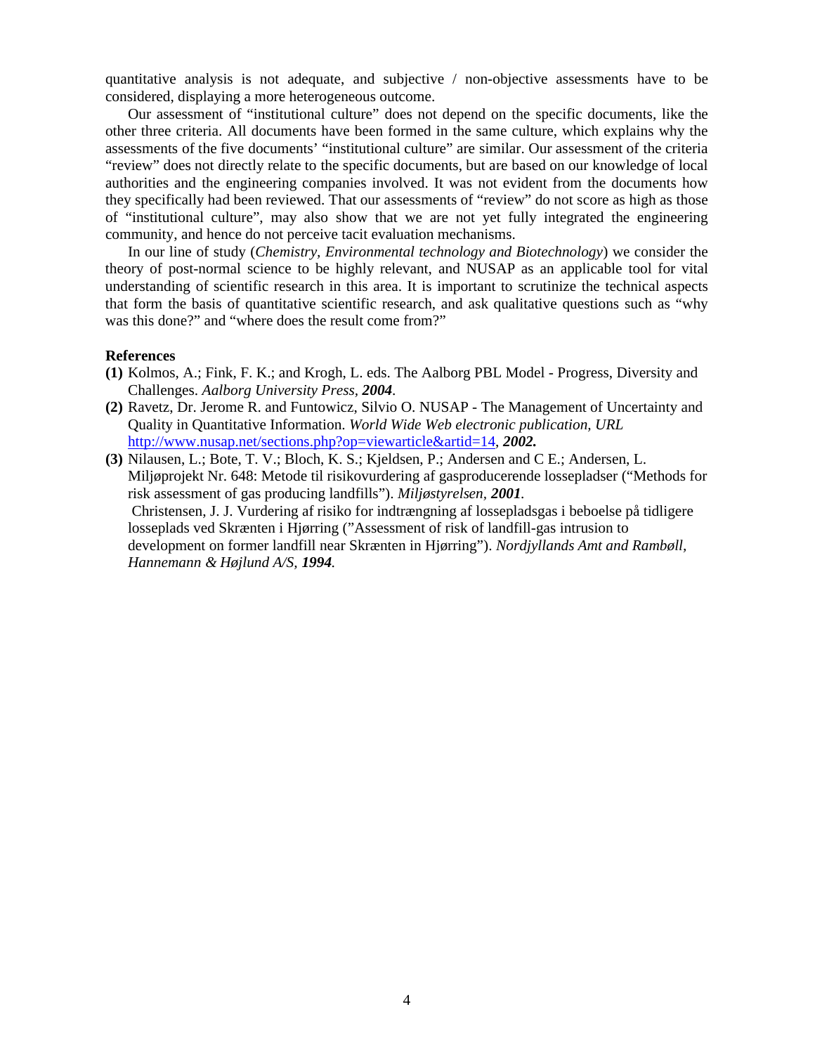quantitative analysis is not adequate, and subjective / non-objective assessments have to be considered, displaying a more heterogeneous outcome.

Our assessment of "institutional culture" does not depend on the specific documents, like the other three criteria. All documents have been formed in the same culture, which explains why the assessments of the five documents' "institutional culture" are similar. Our assessment of the criteria "review" does not directly relate to the specific documents, but are based on our knowledge of local authorities and the engineering companies involved. It was not evident from the documents how they specifically had been reviewed. That our assessments of "review" do not score as high as those of "institutional culture", may also show that we are not yet fully integrated the engineering community, and hence do not perceive tacit evaluation mechanisms.

In our line of study (*Chemistry, Environmental technology and Biotechnology*) we consider the theory of post-normal science to be highly relevant, and NUSAP as an applicable tool for vital understanding of scientific research in this area. It is important to scrutinize the technical aspects that form the basis of quantitative scientific research, and ask qualitative questions such as "why was this done?" and "where does the result come from?"

**References**

**(1)** Kolmos, A.; Fink, F. K.; and Krogh, L. eds. The Aalborg PBL Model - Progress, Diversity and Challenges. *Aalborg University Press*, ***2004***.

**(2)** Ravetz, Dr. Jerome R. and Funtowicz, Silvio O. NUSAP - The Management of Uncertainty and Quality in Quantitative Information. *World Wide Web electronic publication, URL* http://www.nusap.net/sections.php?op=viewarticle&artid=14, ***2002.***

**(3)** Nilausen, L.; Bote, T. V.; Bloch, K. S.; Kjeldsen, P.; Andersen and C E.; Andersen, L. Miljøprojekt Nr. 648: Metode til risikovurdering af gasproducerende lossepladser ("Methods for risk assessment of gas producing landfills"). *Miljøstyrelsen*, ***2001***.
Christensen, J. J. Vurdering af risiko for indtrængning af lossepladsgas i beboelse på tidligere losseplads ved Skrænten i Hjørring ("Assessment of risk of landfill-gas intrusion to development on former landfill near Skrænten in Hjørring"). *Nordjyllands Amt and Rambøll, Hannemann & Højlund A/S,* ***1994***.